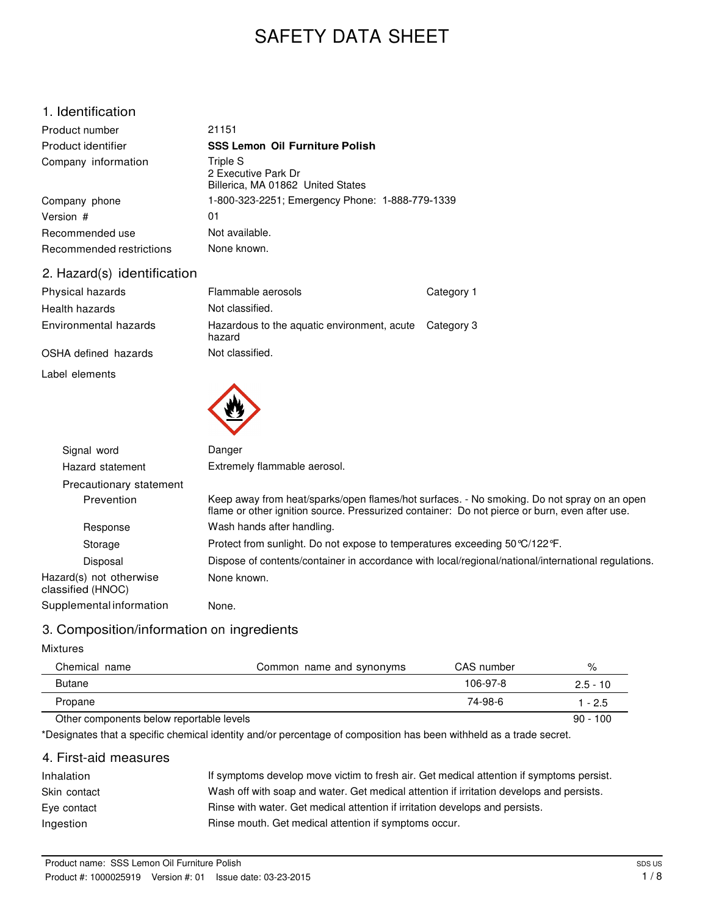# SAFETY DATA SHEET

## 1. Identification

| | |
|---|---|
| Product number | 21151 |
| Product identifier | **SSS Lemon Oil Furniture Polish** |
| Company information | Triple S<br>2 Executive Park Dr<br>Billerica, MA 01862 United States |
| Company phone | 1-800-323-2251; Emergency Phone: 1-888-779-1339 |
| Version # | 01 |
| Recommended use | Not available. |
| Recommended restrictions | None known. |

## 2. Hazard(s) identification

| | | |
|---|---|---|
| Physical hazards | Flammable aerosols | Category 1 |
| Health hazards | Not classified. | |
| Environmental hazards | Hazardous to the aquatic environment, acute hazard | Category 3 |
| OSHA defined hazards | Not classified. | |

Label elements

| | |
|---|---|
| Signal word | Danger |
| Hazard statement | Extremely flammable aerosol. |
| **Precautionary statement** | |
| Prevention | Keep away from heat/sparks/open flames/hot surfaces. - No smoking. Do not spray on an open flame or other ignition source. Pressurized container: Do not pierce or burn, even after use. |
| Response | Wash hands after handling. |
| Storage | Protect from sunlight. Do not expose to temperatures exceeding 50°C/122°F. |
| Disposal | Dispose of contents/container in accordance with local/regional/national/international regulations. |
| Hazard(s) not otherwise classified (HNOC) | None known. |
| Supplemental information | None. |

## 3. Composition/information on ingredients

Mixtures

| Chemical name | Common name and synonyms | CAS number | % |
|---|---|---|---|
| Butane | | 106-97-8 | 2.5 - 10 |
| Propane | | 74-98-6 | 1 - 2.5 |
| Other components below reportable levels | | | 90 - 100 |

*Designates that a specific chemical identity and/or percentage of composition has been withheld as a trade secret.

## 4. First-aid measures

| | |
|---|---|
| Inhalation | If symptoms develop move victim to fresh air. Get medical attention if symptoms persist. |
| Skin contact | Wash off with soap and water. Get medical attention if irritation develops and persists. |
| Eye contact | Rinse with water. Get medical attention if irritation develops and persists. |
| Ingestion | Rinse mouth. Get medical attention if symptoms occur. |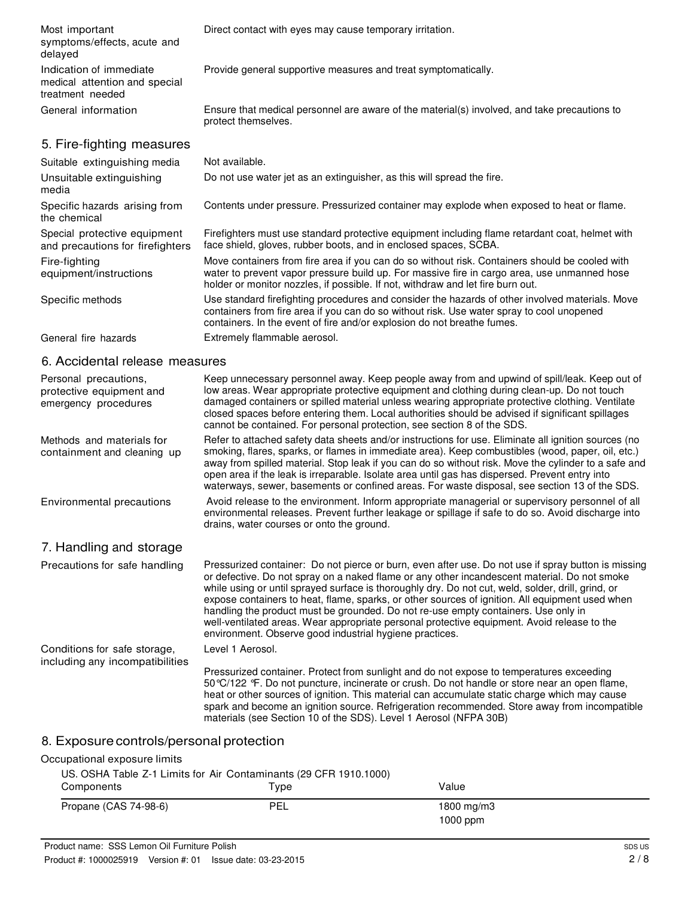| | |
|---|---|
| Most important symptoms/effects, acute and delayed | Direct contact with eyes may cause temporary irritation. |
| Indication of immediate medical attention and special treatment needed | Provide general supportive measures and treat symptomatically. |
| General information | Ensure that medical personnel are aware of the material(s) involved, and take precautions to protect themselves. |

## 5. Fire-fighting measures

| | |
|---|---|
| Suitable extinguishing media | Not available. |
| Unsuitable extinguishing media | Do not use water jet as an extinguisher, as this will spread the fire. |
| Specific hazards arising from the chemical | Contents under pressure. Pressurized container may explode when exposed to heat or flame. |
| Special protective equipment and precautions for firefighters | Firefighters must use standard protective equipment including flame retardant coat, helmet with face shield, gloves, rubber boots, and in enclosed spaces, SCBA. |
| Fire-fighting equipment/instructions | Move containers from fire area if you can do so without risk. Containers should be cooled with water to prevent vapor pressure build up. For massive fire in cargo area, use unmanned hose holder or monitor nozzles, if possible. If not, withdraw and let fire burn out. |
| Specific methods | Use standard firefighting procedures and consider the hazards of other involved materials. Move containers from fire area if you can do so without risk. Use water spray to cool unopened containers. In the event of fire and/or explosion do not breathe fumes. |
| General fire hazards | Extremely flammable aerosol. |

## 6. Accidental release measures

| | |
|---|---|
| Personal precautions, protective equipment and emergency procedures | Keep unnecessary personnel away. Keep people away from and upwind of spill/leak. Keep out of low areas. Wear appropriate protective equipment and clothing during clean-up. Do not touch damaged containers or spilled material unless wearing appropriate protective clothing. Ventilate closed spaces before entering them. Local authorities should be advised if significant spillages cannot be contained. For personal protection, see section 8 of the SDS. |
| Methods and materials for containment and cleaning up | Refer to attached safety data sheets and/or instructions for use. Eliminate all ignition sources (no smoking, flares, sparks, or flames in immediate area). Keep combustibles (wood, paper, oil, etc.) away from spilled material. Stop leak if you can do so without risk. Move the cylinder to a safe and open area if the leak is irreparable. Isolate area until gas has dispersed. Prevent entry into waterways, sewer, basements or confined areas. For waste disposal, see section 13 of the SDS. |
| Environmental precautions | Avoid release to the environment. Inform appropriate managerial or supervisory personnel of all environmental releases. Prevent further leakage or spillage if safe to do so. Avoid discharge into drains, water courses or onto the ground. |

## 7. Handling and storage

| | |
|---|---|
| Precautions for safe handling | Pressurized container: Do not pierce or burn, even after use. Do not use if spray button is missing or defective. Do not spray on a naked flame or any other incandescent material. Do not smoke while using or until sprayed surface is thoroughly dry. Do not cut, weld, solder, drill, grind, or expose containers to heat, flame, sparks, or other sources of ignition. All equipment used when handling the product must be grounded. Do not re-use empty containers. Use only in well-ventilated areas. Wear appropriate personal protective equipment. Avoid release to the environment. Observe good industrial hygiene practices. |
| Conditions for safe storage, including any incompatibilities | Level 1 Aerosol.<br><br>Pressurized container. Protect from sunlight and do not expose to temperatures exceeding 50°C/122 °F. Do not puncture, incinerate or crush. Do not handle or store near an open flame, heat or other sources of ignition. This material can accumulate static charge which may cause spark and become an ignition source. Refrigeration recommended. Store away from incompatible materials (see Section 10 of the SDS). Level 1 Aerosol (NFPA 30B) |

## 8. Exposure controls/personal protection

Occupational exposure limits

US. OSHA Table Z-1 Limits for Air Contaminants (29 CFR 1910.1000)

| Components | Type | Value |
|---|---|---|
| Propane (CAS 74-98-6) | PEL | 1800 mg/m3 |
| | | 1000 ppm |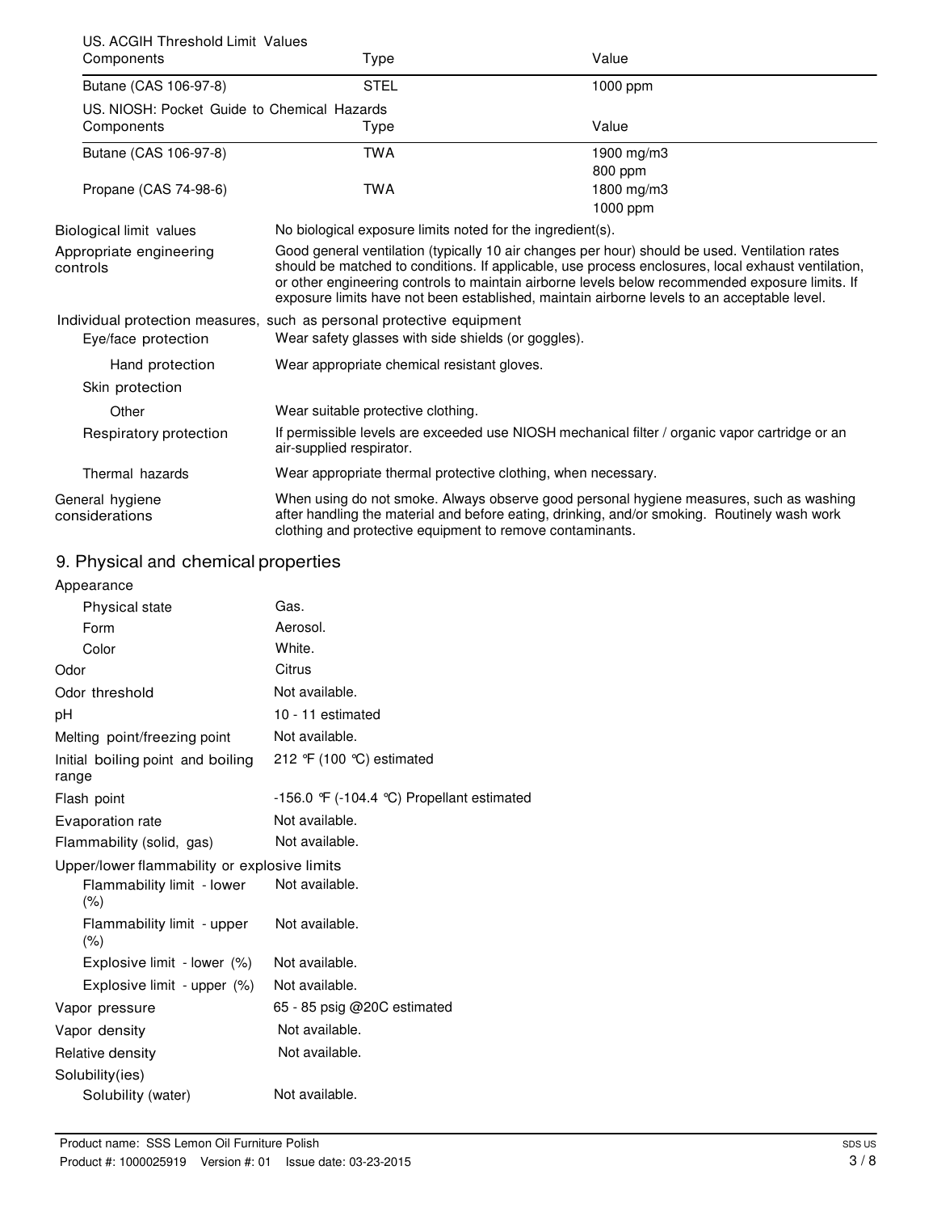US. ACGIH Threshold Limit Values

| Components | Type | Value |
|---|---|---|
| Butane (CAS 106-97-8) | STEL | 1000 ppm |

US. NIOSH: Pocket Guide to Chemical Hazards

| Components | Type | Value |
|---|---|---|
| Butane (CAS 106-97-8) | TWA | 1900 mg/m3 |
| | | 800 ppm |
| Propane (CAS 74-98-6) | TWA | 1800 mg/m3 |
| | | 1000 ppm |

**Biological limit values**
No biological exposure limits noted for the ingredient(s).

**Appropriate engineering controls**
Good general ventilation (typically 10 air changes per hour) should be used. Ventilation rates should be matched to conditions. If applicable, use process enclosures, local exhaust ventilation, or other engineering controls to maintain airborne levels below recommended exposure limits. If exposure limits have not been established, maintain airborne levels to an acceptable level.

**Individual protection measures, such as personal protective equipment**

**Eye/face protection**
Wear safety glasses with side shields (or goggles).

**Hand protection**
Wear appropriate chemical resistant gloves.

**Skin protection**

**Other**
Wear suitable protective clothing.

**Respiratory protection**
If permissible levels are exceeded use NIOSH mechanical filter / organic vapor cartridge or an air-supplied respirator.

**Thermal hazards**
Wear appropriate thermal protective clothing, when necessary.

**General hygiene considerations**
When using do not smoke. Always observe good personal hygiene measures, such as washing after handling the material and before eating, drinking, and/or smoking. Routinely wash work clothing and protective equipment to remove contaminants.

## 9. Physical and chemical properties

| Property | Value |
|---|---|
| **Appearance** | |
| Physical state | Gas. |
| Form | Aerosol. |
| Color | White. |
| Odor | Citrus |
| Odor threshold | Not available. |
| pH | 10 - 11 estimated |
| Melting point/freezing point | Not available. |
| Initial boiling point and boiling range | 212 °F (100 °C) estimated |
| Flash point | -156.0 °F (-104.4 °C) Propellant estimated |
| Evaporation rate | Not available. |
| Flammability (solid, gas) | Not available. |
| **Upper/lower flammability or explosive limits** | |
| Flammability limit - lower (%) | Not available. |
| Flammability limit - upper (%) | Not available. |
| Explosive limit - lower (%) | Not available. |
| Explosive limit - upper (%) | Not available. |
| Vapor pressure | 65 - 85 psig @20C estimated |
| Vapor density | Not available. |
| Relative density | Not available. |
| **Solubility(ies)** | |
| Solubility (water) | Not available. |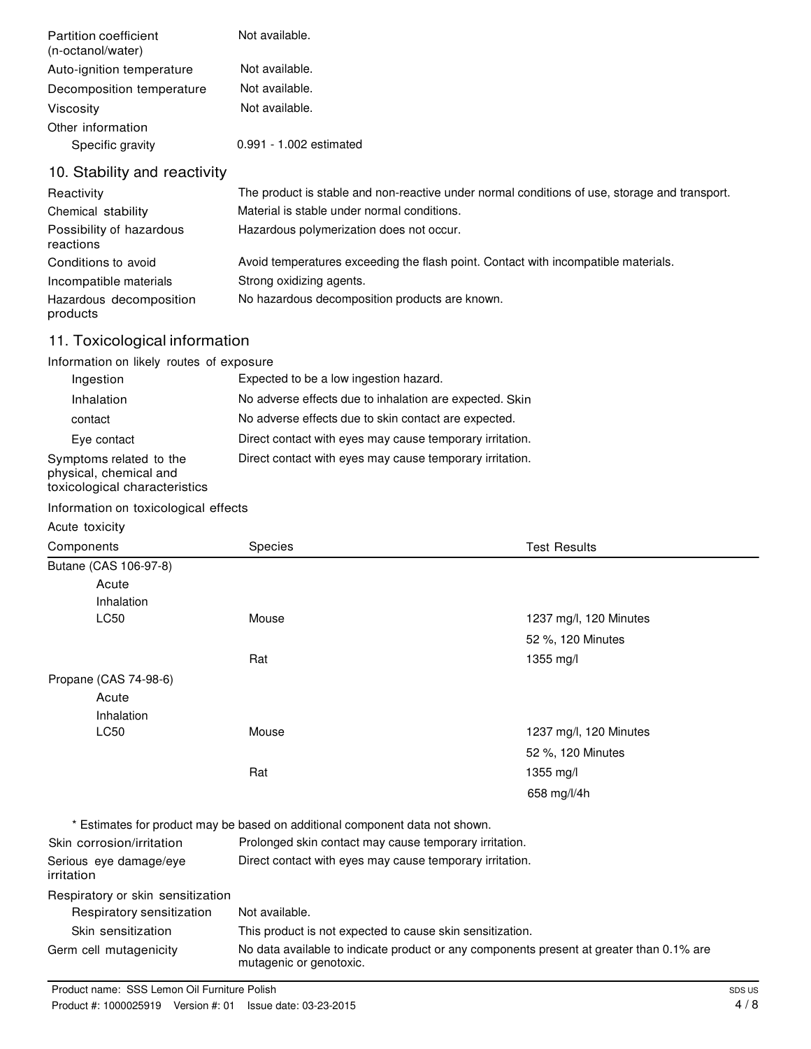| | |
|---|---|
| Partition coefficient (n-octanol/water) | Not available. |
| Auto-ignition temperature | Not available. |
| Decomposition temperature | Not available. |
| Viscosity | Not available. |
| Other information | |
| Specific gravity | 0.991 - 1.002 estimated |

## 10. Stability and reactivity

| | |
|---|---|
| Reactivity | The product is stable and non-reactive under normal conditions of use, storage and transport. |
| Chemical stability | Material is stable under normal conditions. |
| Possibility of hazardous reactions | Hazardous polymerization does not occur. |
| Conditions to avoid | Avoid temperatures exceeding the flash point. Contact with incompatible materials. |
| Incompatible materials | Strong oxidizing agents. |
| Hazardous decomposition products | No hazardous decomposition products are known. |

## 11. Toxicological information

Information on likely routes of exposure

| | |
|---|---|
| Ingestion | Expected to be a low ingestion hazard. |
| Inhalation | No adverse effects due to inhalation are expected. Skin |
| contact | No adverse effects due to skin contact are expected. |
| Eye contact | Direct contact with eyes may cause temporary irritation. |
| Symptoms related to the physical, chemical and toxicological characteristics | Direct contact with eyes may cause temporary irritation. |

Information on toxicological effects

Acute toxicity

| Components | Species | Test Results |
|---|---|---|
| Butane (CAS 106-97-8) | | |
| Acute | | |
| Inhalation | | |
| LC50 | Mouse | 1237 mg/l, 120 Minutes |
| | | 52 %, 120 Minutes |
| | Rat | 1355 mg/l |
| Propane (CAS 74-98-6) | | |
| Acute | | |
| Inhalation | | |
| LC50 | Mouse | 1237 mg/l, 120 Minutes |
| | | 52 %, 120 Minutes |
| | Rat | 1355 mg/l |
| | | 658 mg/l/4h |

* Estimates for product may be based on additional component data not shown.

| | |
|---|---|
| Skin corrosion/irritation | Prolonged skin contact may cause temporary irritation. |
| Serious eye damage/eye irritation | Direct contact with eyes may cause temporary irritation. |
| Respiratory or skin sensitization | |
| Respiratory sensitization | Not available. |
| Skin sensitization | This product is not expected to cause skin sensitization. |
| Germ cell mutagenicity | No data available to indicate product or any components present at greater than 0.1% are mutagenic or genotoxic. |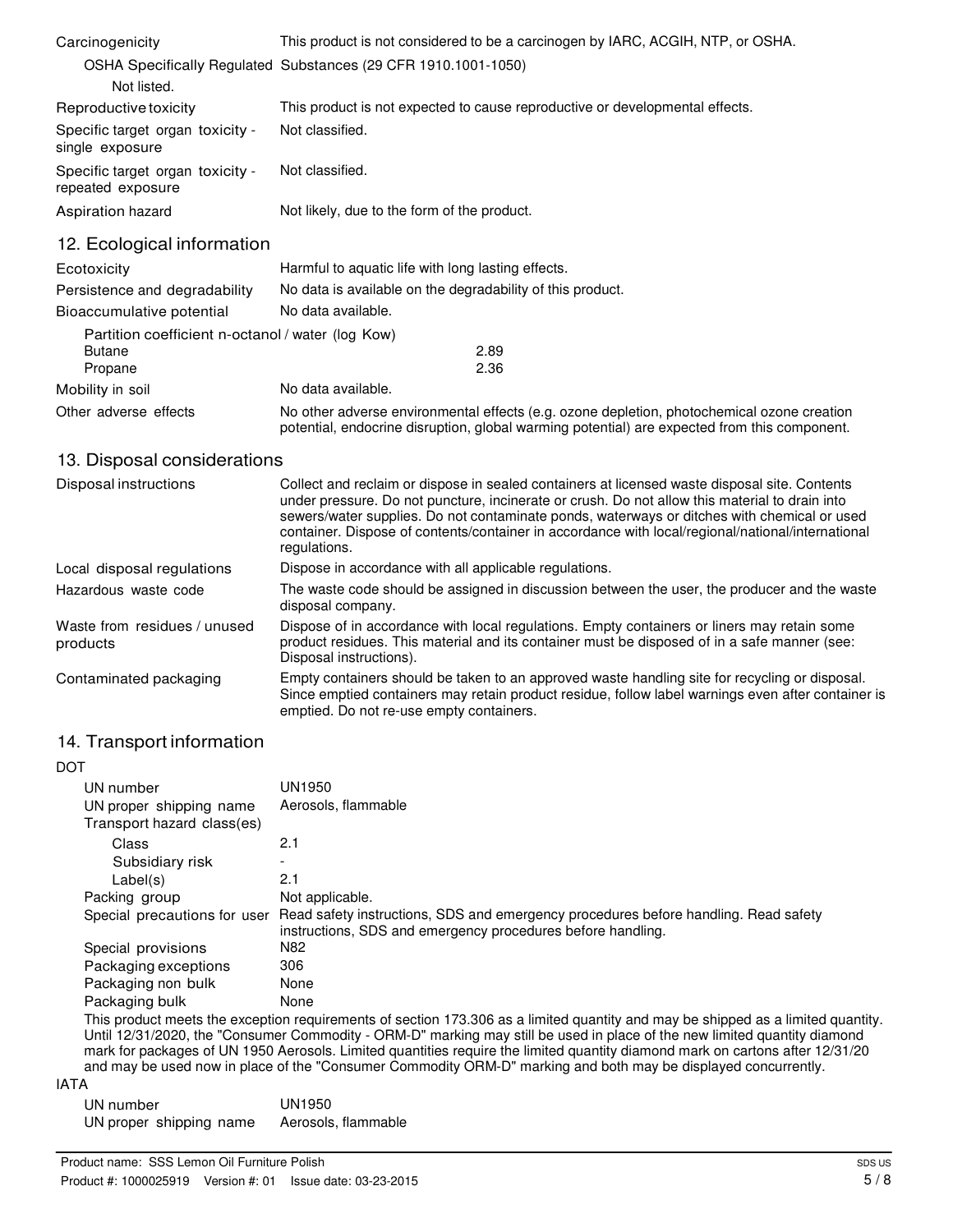Carcinogenicity: This product is not considered to be a carcinogen by IARC, ACGIH, NTP, or OSHA.

OSHA Specifically Regulated Substances (29 CFR 1910.1001-1050)

Not listed.

Reproductive toxicity: This product is not expected to cause reproductive or developmental effects.

Specific target organ toxicity - single exposure: Not classified.

Specific target organ toxicity - repeated exposure: Not classified.

Aspiration hazard: Not likely, due to the form of the product.

## 12. Ecological information

Ecotoxicity: Harmful to aquatic life with long lasting effects.

Persistence and degradability: No data is available on the degradability of this product.

Bioaccumulative potential: No data available.

Partition coefficient n-octanol / water (log Kow)

| | |
|---|---|
| Butane | 2.89 |
| Propane | 2.36 |

Mobility in soil: No data available.

Other adverse effects: No other adverse environmental effects (e.g. ozone depletion, photochemical ozone creation potential, endocrine disruption, global warming potential) are expected from this component.

## 13. Disposal considerations

Disposal instructions: Collect and reclaim or dispose in sealed containers at licensed waste disposal site. Contents under pressure. Do not puncture, incinerate or crush. Do not allow this material to drain into sewers/water supplies. Do not contaminate ponds, waterways or ditches with chemical or used container. Dispose of contents/container in accordance with local/regional/national/international regulations.

Local disposal regulations: Dispose in accordance with all applicable regulations.

Hazardous waste code: The waste code should be assigned in discussion between the user, the producer and the waste disposal company.

Waste from residues / unused products: Dispose of in accordance with local regulations. Empty containers or liners may retain some product residues. This material and its container must be disposed of in a safe manner (see: Disposal instructions).

Contaminated packaging: Empty containers should be taken to an approved waste handling site for recycling or disposal. Since emptied containers may retain product residue, follow label warnings even after container is emptied. Do not re-use empty containers.

## 14. Transport information

DOT

UN number: UN1950

UN proper shipping name: Aerosols, flammable

Transport hazard class(es)

- Class: 2.1
- Subsidiary risk: -
- Label(s): 2.1

Packing group: Not applicable.

Special precautions for user: Read safety instructions, SDS and emergency procedures before handling. Read safety instructions, SDS and emergency procedures before handling.

Special provisions: N82

Packaging exceptions: 306

Packaging non bulk: None

Packaging bulk: None

This product meets the exception requirements of section 173.306 as a limited quantity and may be shipped as a limited quantity. Until 12/31/2020, the "Consumer Commodity - ORM-D" marking may still be used in place of the new limited quantity diamond mark for packages of UN 1950 Aerosols. Limited quantities require the limited quantity diamond mark on cartons after 12/31/20 and may be used now in place of the "Consumer Commodity ORM-D" marking and both may be displayed concurrently.

IATA

UN number: UN1950

UN proper shipping name: Aerosols, flammable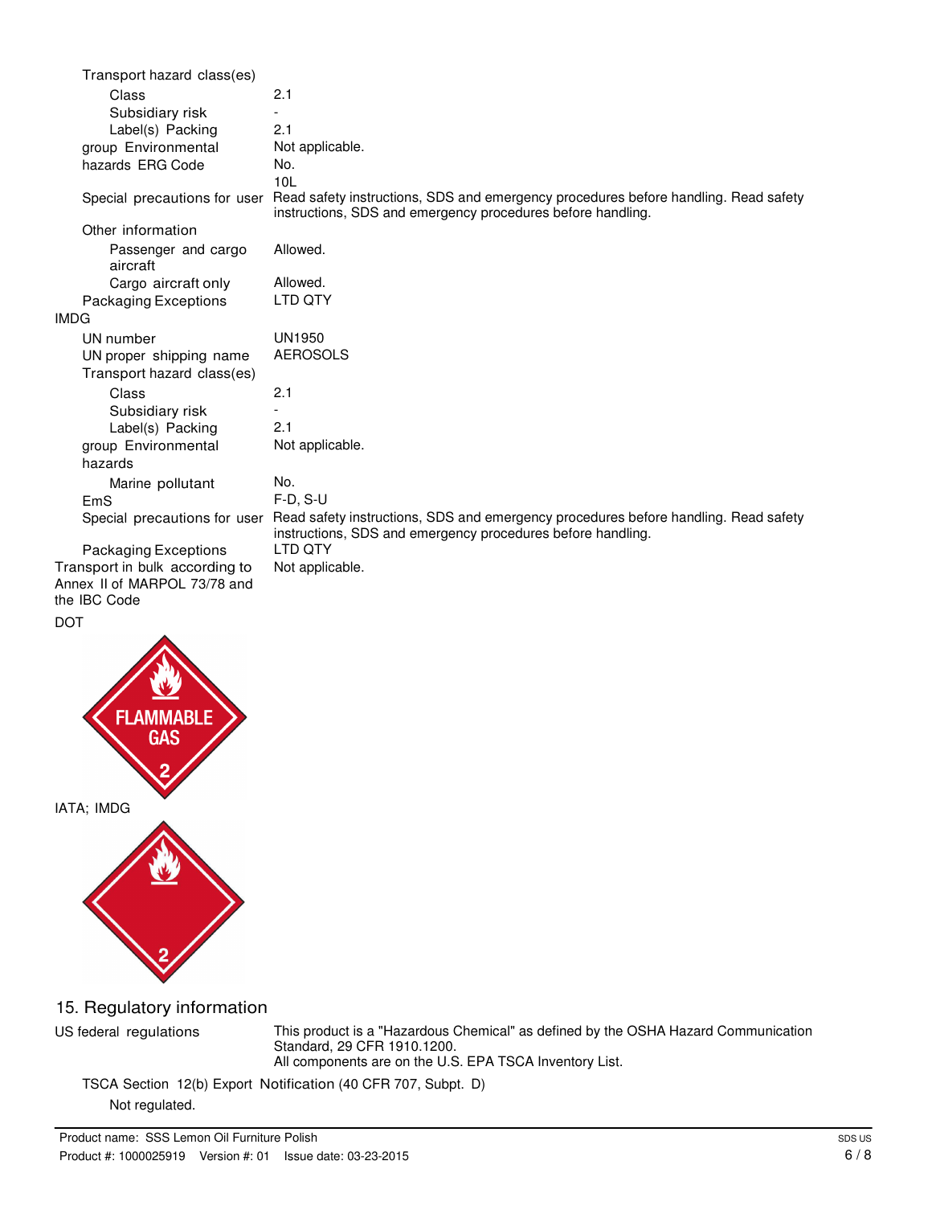Transport hazard class(es)

| | |
|---|---|
| Class | 2.1 |
| Subsidiary risk | - |
| Label(s) | 2.1 |
| Packing group | Not applicable. |
| Environmental hazards | No. |
| ERG Code | 10L |
| Special precautions for user | Read safety instructions, SDS and emergency procedures before handling. Read safety instructions, SDS and emergency procedures before handling. |

Other information

| | |
|---|---|
| Passenger and cargo aircraft | Allowed. |
| Cargo aircraft only | Allowed. |
| Packaging Exceptions | LTD QTY |

**IMDG**

| | |
|---|---|
| UN number | UN1950 |
| UN proper shipping name | AEROSOLS |

Transport hazard class(es)

| | |
|---|---|
| Class | 2.1 |
| Subsidiary risk | - |
| Label(s) | 2.1 |
| Packing group | Not applicable. |

Environmental hazards

| | |
|---|---|
| Marine pollutant | No. |
| EmS | F-D, S-U |
| Special precautions for user | Read safety instructions, SDS and emergency procedures before handling. Read safety instructions, SDS and emergency procedures before handling. |
| Packaging Exceptions | LTD QTY |
| Transport in bulk according to Annex II of MARPOL 73/78 and the IBC Code | Not applicable. |

DOT

IATA; IMDG

## 15. Regulatory information

| | |
|---|---|
| US federal regulations | This product is a "Hazardous Chemical" as defined by the OSHA Hazard Communication Standard, 29 CFR 1910.1200. All components are on the U.S. EPA TSCA Inventory List. |

TSCA Section 12(b) Export Notification (40 CFR 707, Subpt. D)

Not regulated.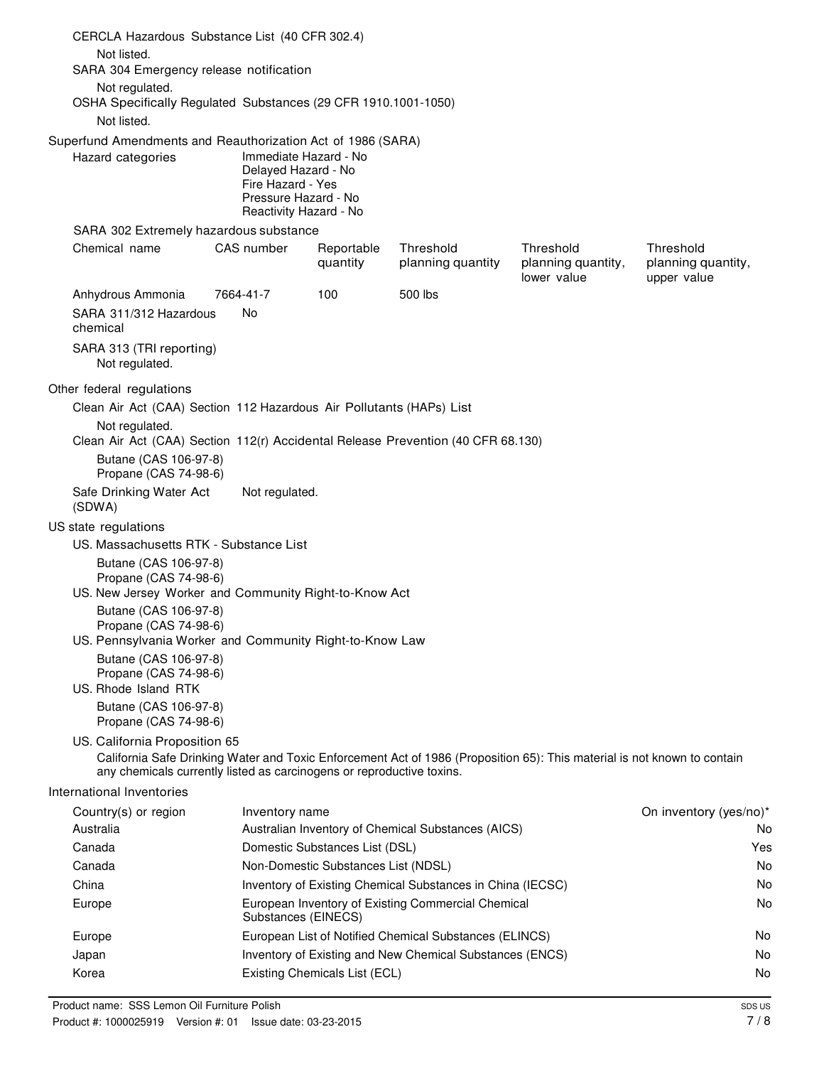CERCLA Hazardous Substance List (40 CFR 302.4)

Not listed.

SARA 304 Emergency release notification

Not regulated.

OSHA Specifically Regulated Substances (29 CFR 1910.1001-1050)

Not listed.

## Superfund Amendments and Reauthorization Act of 1986 (SARA)

**Hazard categories**

Immediate Hazard - No
Delayed Hazard - No
Fire Hazard - Yes
Pressure Hazard - No
Reactivity Hazard - No

SARA 302 Extremely hazardous substance

| Chemical name | CAS number | Reportable quantity | Threshold planning quantity | Threshold planning quantity, lower value | Threshold planning quantity, upper value |
|---|---|---|---|---|---|
| Anhydrous Ammonia | 7664-41-7 | 100 | 500 lbs | | |

SARA 311/312 Hazardous chemical: No

SARA 313 (TRI reporting)

Not regulated.

## Other federal regulations

Clean Air Act (CAA) Section 112 Hazardous Air Pollutants (HAPs) List

Not regulated.

Clean Air Act (CAA) Section 112(r) Accidental Release Prevention (40 CFR 68.130)

Butane (CAS 106-97-8)
Propane (CAS 74-98-6)

Safe Drinking Water Act (SDWA): Not regulated.

## US state regulations

US. Massachusetts RTK - Substance List

Butane (CAS 106-97-8)
Propane (CAS 74-98-6)

US. New Jersey Worker and Community Right-to-Know Act

Butane (CAS 106-97-8)
Propane (CAS 74-98-6)

US. Pennsylvania Worker and Community Right-to-Know Law

Butane (CAS 106-97-8)
Propane (CAS 74-98-6)

US. Rhode Island RTK

Butane (CAS 106-97-8)
Propane (CAS 74-98-6)

US. California Proposition 65

California Safe Drinking Water and Toxic Enforcement Act of 1986 (Proposition 65): This material is not known to contain any chemicals currently listed as carcinogens or reproductive toxins.

## International Inventories

| Country(s) or region | Inventory name | On inventory (yes/no)* |
|---|---|---|
| Australia | Australian Inventory of Chemical Substances (AICS) | No |
| Canada | Domestic Substances List (DSL) | Yes |
| Canada | Non-Domestic Substances List (NDSL) | No |
| China | Inventory of Existing Chemical Substances in China (IECSC) | No |
| Europe | European Inventory of Existing Commercial Chemical Substances (EINECS) | No |
| Europe | European List of Notified Chemical Substances (ELINCS) | No |
| Japan | Inventory of Existing and New Chemical Substances (ENCS) | No |
| Korea | Existing Chemicals List (ECL) | No |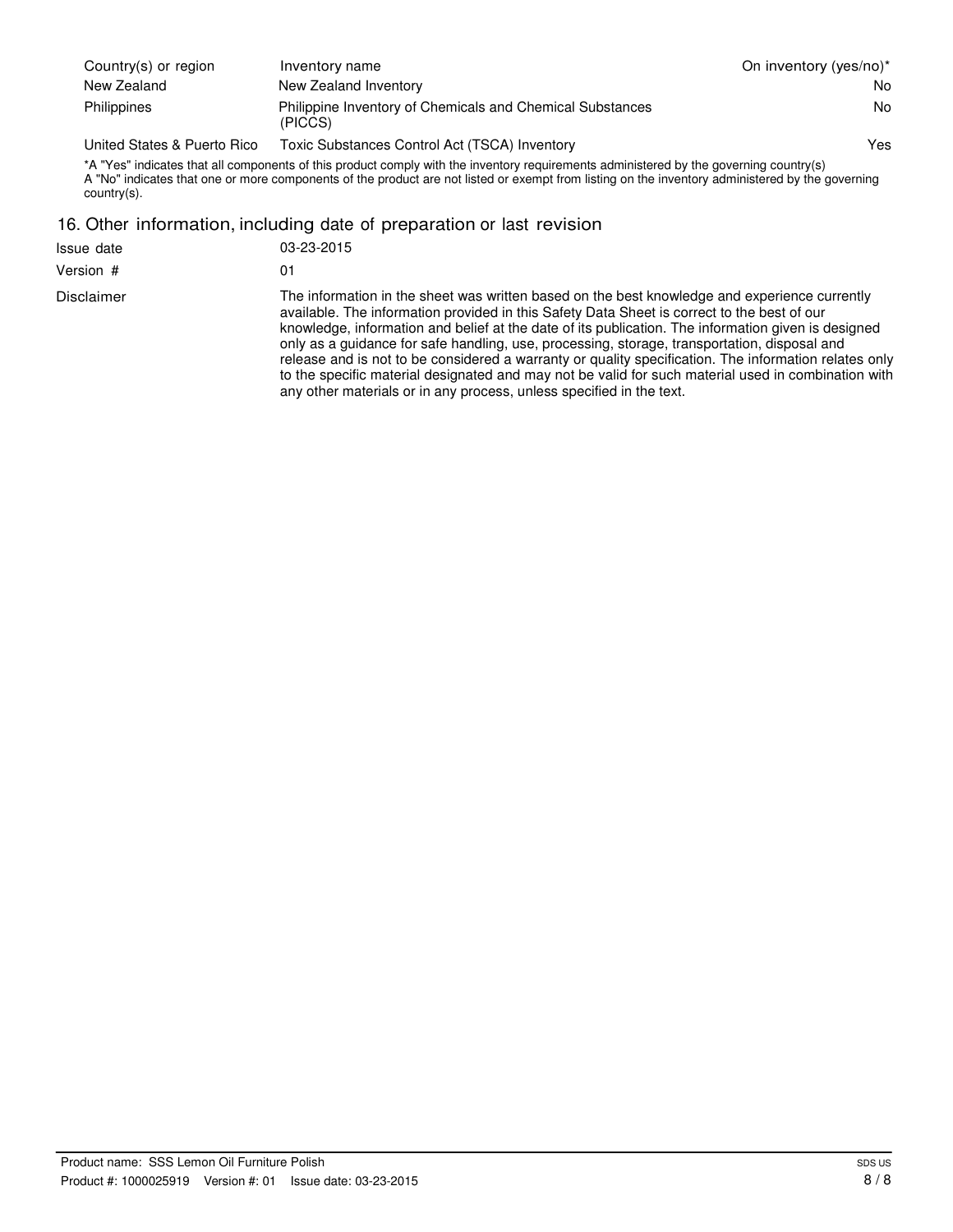| Country(s) or region | Inventory name | On inventory (yes/no)* |
| --- | --- | --- |
| New Zealand | New Zealand Inventory | No |
| Philippines | Philippine Inventory of Chemicals and Chemical Substances (PICCS) | No |
| United States & Puerto Rico | Toxic Substances Control Act (TSCA) Inventory | Yes |

*A "Yes" indicates that all components of this product comply with the inventory requirements administered by the governing country(s)
A "No" indicates that one or more components of the product are not listed or exempt from listing on the inventory administered by the governing country(s).

## 16. Other information, including date of preparation or last revision

**Issue date** 03-23-2015

**Version #** 01

**Disclaimer** The information in the sheet was written based on the best knowledge and experience currently available. The information provided in this Safety Data Sheet is correct to the best of our knowledge, information and belief at the date of its publication. The information given is designed only as a guidance for safe handling, use, processing, storage, transportation, disposal and release and is not to be considered a warranty or quality specification. The information relates only to the specific material designated and may not be valid for such material used in combination with any other materials or in any process, unless specified in the text.